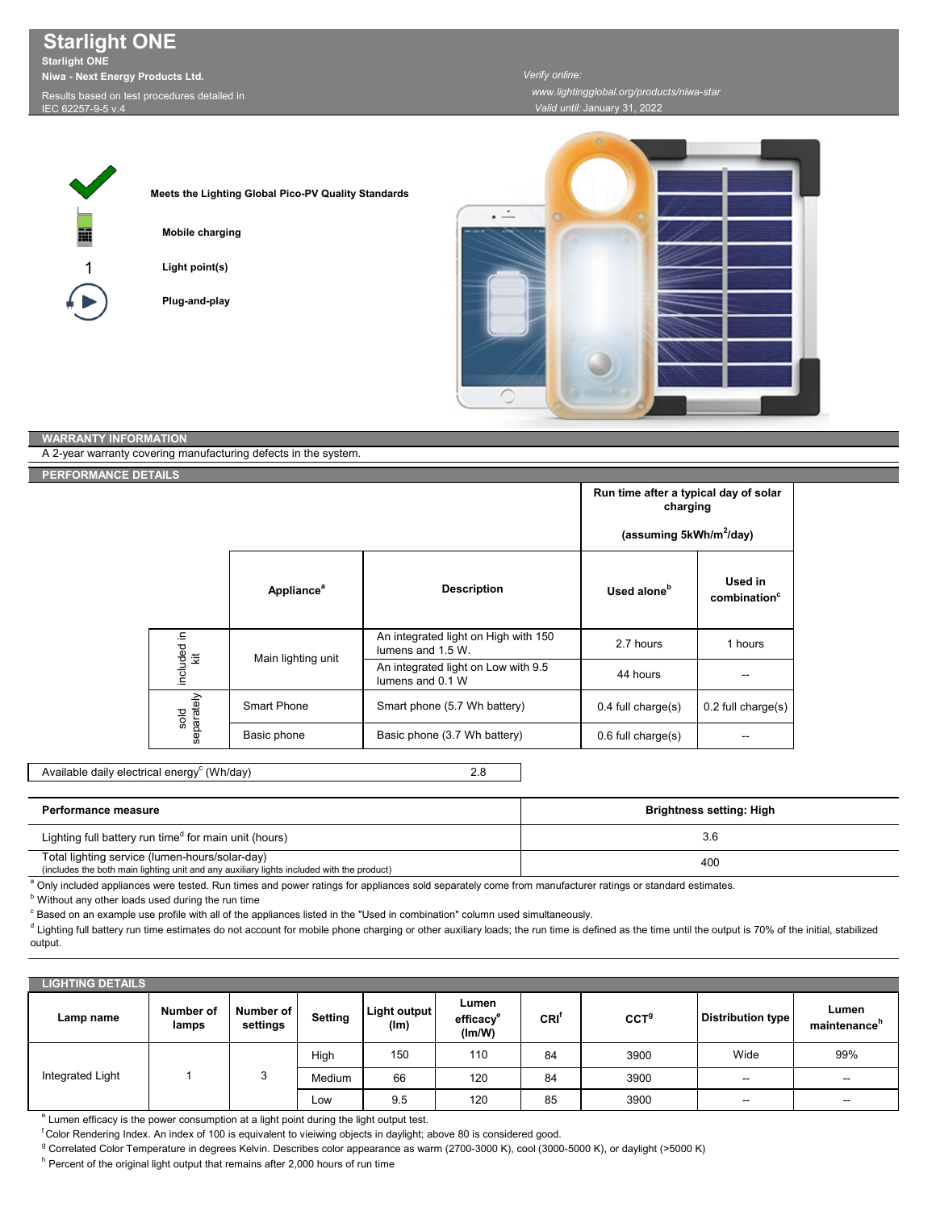# Starlight ONE

**Starlight ONE**

**Niwa - Next Energy Products Ltd.**

Results based on test procedures detailed in IEC 62257-9-5 v.4

*Verify online:*

*www.lightingglobal.org/products/niwa-star*

*Valid until:* January 31, 2022

**Meets the Lighting Global Pico-PV Quality Standards**

**Mobile charging**

1 **Light point(s)**

**Plug-and-play**

## WARRANTY INFORMATION

A 2-year warranty covering manufacturing defects in the system.

## PERFORMANCE DETAILS

| | Appliance[a] | Description | Run time after a typical day of solar charging (assuming 5kWh/m$^2$/day) — Used alone[b] | Used in combination[c] |
|---|---|---|---|---|
| included in kit | Main lighting unit | An integrated light on High with 150 lumens and 1.5 W. | 2.7 hours | 1 hours |
| | | An integrated light on Low with 9.5 lumens and 0.1 W | 44 hours | -- |
| sold separately | Smart Phone | Smart phone (5.7 Wh battery) | 0.4 full charge(s) | 0.2 full charge(s) |
| | Basic phone | Basic phone (3.7 Wh battery) | 0.6 full charge(s) | -- |

| Available daily electrical energy[c] (Wh/day) | 2.8 |
|---|---|

| Performance measure | Brightness setting: High |
|---|---|
| Lighting full battery run time[d] for main unit (hours) | 3.6 |
| Total lighting service (lumen-hours/solar-day) (includes the both main lighting unit and any auxiliary lights included with the product) | 400 |

[a] Only included appliances were tested. Run times and power ratings for appliances sold separately come from manufacturer ratings or standard estimates.

[b] Without any other loads used during the run time

[c] Based on an example use profile with all of the appliances listed in the "Used in combination" column used simultaneously.

[d] Lighting full battery run time estimates do not account for mobile phone charging or other auxiliary loads; the run time is defined as the time until the output is 70% of the initial, stabilized output.

## LIGHTING DETAILS

| Lamp name | Number of lamps | Number of settings | Setting | Light output (lm) | Lumen efficacy[e] (lm/W) | CRI[f] | CCT[g] | Distribution type | Lumen maintenance[h] |
|---|---|---|---|---|---|---|---|---|---|
| Integrated Light | 1 | 3 | High | 150 | 110 | 84 | 3900 | Wide | 99% |
| | | | Medium | 66 | 120 | 84 | 3900 | -- | -- |
| | | | Low | 9.5 | 120 | 85 | 3900 | -- | -- |

[e] Lumen efficacy is the power consumption at a light point during the light output test.

[f] Color Rendering Index. An index of 100 is equivalent to vieiwing objects in daylight; above 80 is considered good.

[g] Correlated Color Temperature in degrees Kelvin. Describes color appearance as warm (2700-3000 K), cool (3000-5000 K), or daylight (>5000 K)

[h] Percent of the original light output that remains after 2,000 hours of run time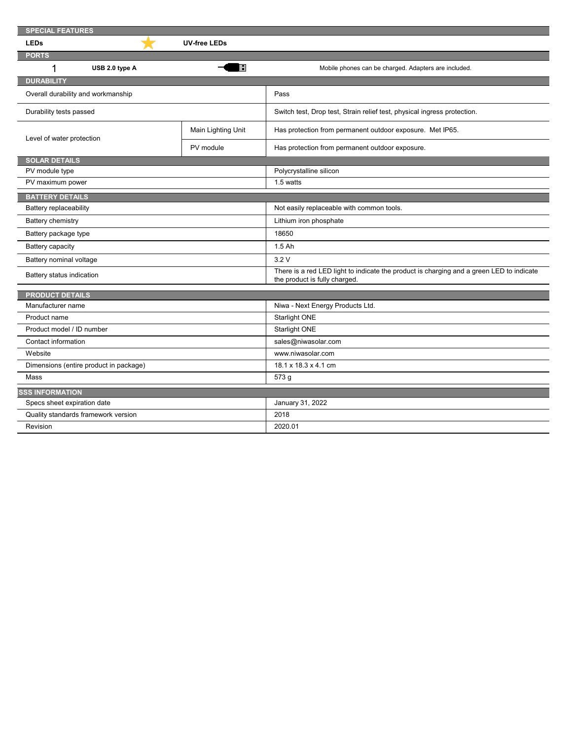## SPECIAL FEATURES

| | |
|---|---|
| **LEDs** | **UV-free LEDs** |

## PORTS

| | | |
|---|---|---|
| 1 | **USB 2.0 type A** | Mobile phones can be charged. Adapters are included. |

## DURABILITY

| | | |
|---|---|---|
| Overall durability and workmanship | | Pass |
| Durability tests passed | | Switch test, Drop test, Strain relief test, physical ingress protection. |
| Level of water protection | Main Lighting Unit | Has protection from permanent outdoor exposure. Met IP65. |
| | PV module | Has protection from permanent outdoor exposure. |

## SOLAR DETAILS

| | |
|---|---|
| PV module type | Polycrystalline silicon |
| PV maximum power | 1.5 watts |

## BATTERY DETAILS

| | |
|---|---|
| Battery replaceability | Not easily replaceable with common tools. |
| Battery chemistry | Lithium iron phosphate |
| Battery package type | 18650 |
| Battery capacity | 1.5 Ah |
| Battery nominal voltage | 3.2 V |
| Battery status indication | There is a red LED light to indicate the product is charging and a green LED to indicate the product is fully charged. |

## PRODUCT DETAILS

| | |
|---|---|
| Manufacturer name | Niwa - Next Energy Products Ltd. |
| Product name | Starlight ONE |
| Product model / ID number | Starlight ONE |
| Contact information | sales@niwasolar.com |
| Website | www.niwasolar.com |
| Dimensions (entire product in package) | 18.1 x 18.3 x 4.1 cm |
| Mass | 573 g |

## SSS INFORMATION

| | |
|---|---|
| Specs sheet expiration date | January 31, 2022 |
| Quality standards framework version | 2018 |
| Revision | 2020.01 |